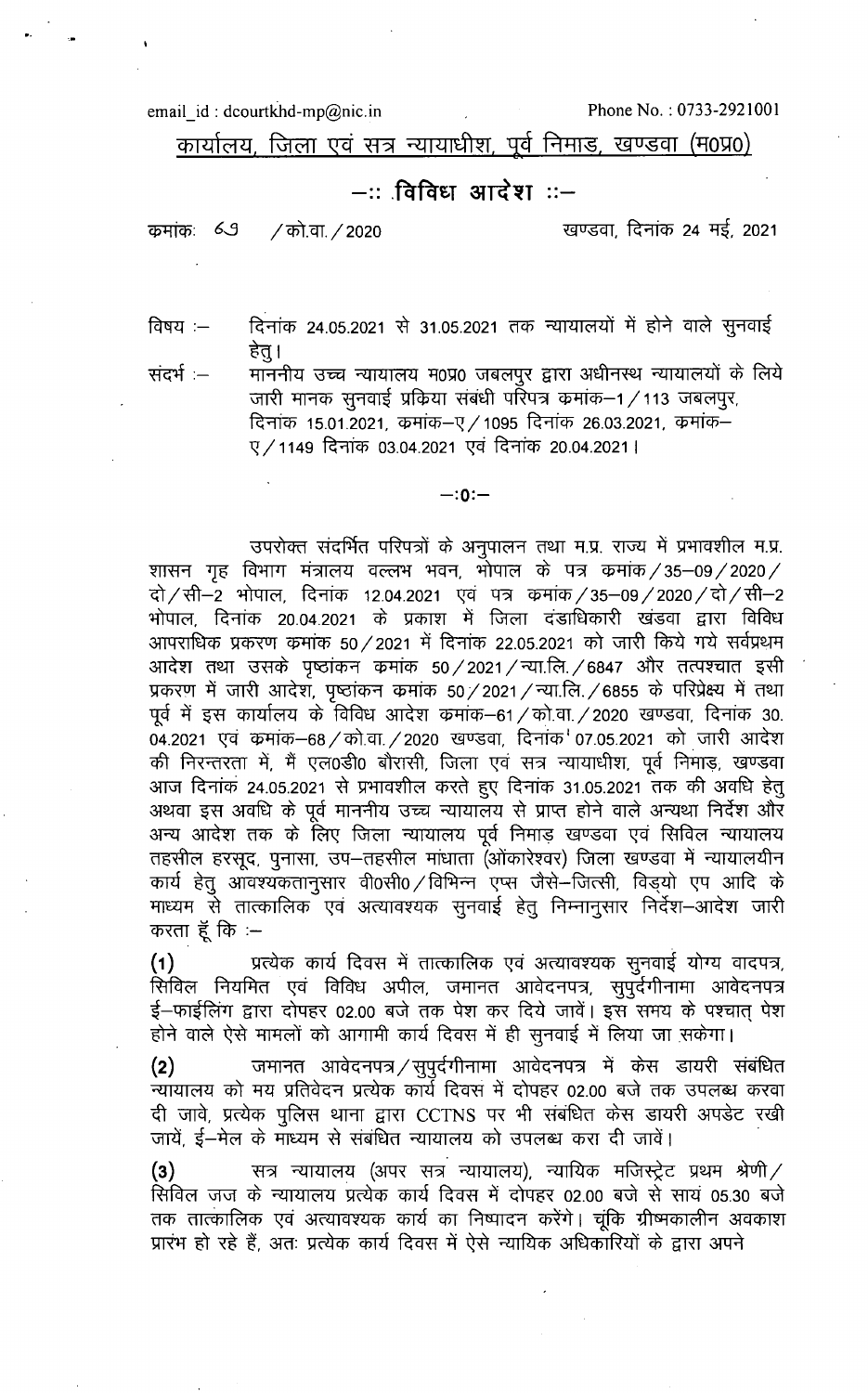email_id : dcourtkhd-mp@nic.in Phone No. : 0733-2921001

## कार्यालय, जिला एवं सत्र न्यायाधीश, पूर्व निमाड, खण्डवा (म0प्र0)

## –:: विविध आदेश ::–

कमांकः 69 / को.वा. / 2020 खण्डवा, दिनांक 24 मई, 2021

विषय :– दिनांक 24.05.2021 से 31.05.2021 तक न्यायालयों में होने वाले सुनवाई हेतु।

संदर्भ :– माननीय उच्च न्यायालय म0प्र0 जबलपुर द्वारा अधीनस्थ न्यायालयों के लिये जारी मानक सुनवाई प्रकिया संबंधी परिपत्र कमांक–1 / 113 जबलपुर, दिनांक 15.01.2021, कमांक–ए / 1095 दिनांक 26.03.2021, कमांक–ए / 1149 दिनांक 03.04.2021 एवं दिनांक 20.04.2021।

–:0:–

उपरोक्त संदर्भित परिपत्रों के अनुपालन तथा म.प्र. राज्य में प्रभावशील म.प्र. शासन गृह विभाग मंत्रालय वल्लभ भवन, भोपाल के पत्र कमांक / 35–09 / 2020 / दो / सी–2 भोपाल, दिनांक 12.04.2021 एवं पत्र कमांक / 35–09 / 2020 / दो / सी–2 भोपाल, दिनांक 20.04.2021 के प्रकाश में जिला दंडाधिकारी खंडवा द्वारा विविध आपराधिक प्रकरण कमांक 50 / 2021 में दिनांक 22.05.2021 को जारी किये गये सर्वप्रथम आदेश तथा उसके पृष्ठांकन कमांक 50 / 2021 / न्या.लि. / 6847 और तत्पश्चात इसी प्रकरण में जारी आदेश, पृष्ठांकन कमांक 50 / 2021 / न्या.लि. / 6855 के परिप्रेक्ष्य में तथा पूर्व में इस कार्यालय के विविध आदेश कमांक–61 / को.वा. / 2020 खण्डवा, दिनांक 30.04.2021 एवं कमांक–68 / को.वा. / 2020 खण्डवा, दिनांक 07.05.2021 को जारी आदेश की निरन्तरता मे, मैं एल0डी0 बौरासी, जिला एवं सत्र न्यायाधीश, पूर्व निमाड़, खण्डवा आज दिनांक 24.05.2021 से प्रभावशील करते हुए दिनांक 31.05.2021 तक की अवधि हेतु अथवा इस अवधि के पूर्व माननीय उच्च न्यायालय से प्राप्त होने वाले अन्यथा निर्देश और अन्य आदेश तक के लिए जिला न्यायालय पूर्व निमाड़ खण्डवा एवं सिविल न्यायालय तहसील हरसूद, पुनासा, उप–तहसील मांधाता (ओंकारेश्वर) जिला खण्डवा में न्यायालयीन कार्य हेतु आवश्यकतानुसार वी0सी0 / विभिन्न एप्स जैसे–जित्सी, विड्यो एप आदि के माध्यम से तात्कालिक एवं अत्यावश्यक सुनवाई हेतु निम्नानुसार निर्देश–आदेश जारी करता हूँ कि :–

**(1)** प्रत्येक कार्य दिवस में तात्कालिक एवं अत्यावश्यक सुनवाई योग्य वादपत्र, सिविल नियमित एवं विविध अपील, जमानत आवेदनपत्र, सुपुर्दगीनामा आवेदनपत्र ई–फाईलिंग द्वारा दोपहर 02.00 बजे तक पेश कर दिये जावें। इस समय के पश्चात् पेश होने वाले ऐसे मामलों को आगामी कार्य दिवस में ही सुनवाई में लिया जा सकेगा।

**(2)** जमानत आवेदनपत्र / सुपुर्दगीनामा आवेदनपत्र में केस डायरी संबंधित न्यायालय को मय प्रतिवेदन प्रत्येक कार्य दिवस में दोपहर 02.00 बजे तक उपलब्ध करवा दी जावे, प्रत्येक पुलिस थाना द्वारा CCTNS पर भी संबंधित केस डायरी अपडेट रखी जायें, ई–मेल के माध्यम से संबंधित न्यायालय को उपलब्ध करा दी जावें।

**(3)** सत्र न्यायालय (अपर सत्र न्यायालय), न्यायिक मजिस्ट्रेट प्रथम श्रेणी / सिविल जज के न्यायालय प्रत्येक कार्य दिवस में दोपहर 02.00 बजे से सायं 05.30 बजे तक तात्कालिक एवं अत्यावश्यक कार्य का निष्पादन करेंगे। चूंकि ग्रीष्मकालीन अवकाश प्रारंभ हो रहे हैं, अतः प्रत्येक कार्य दिवस में ऐसे न्यायिक अधिकारियों के द्वारा अपने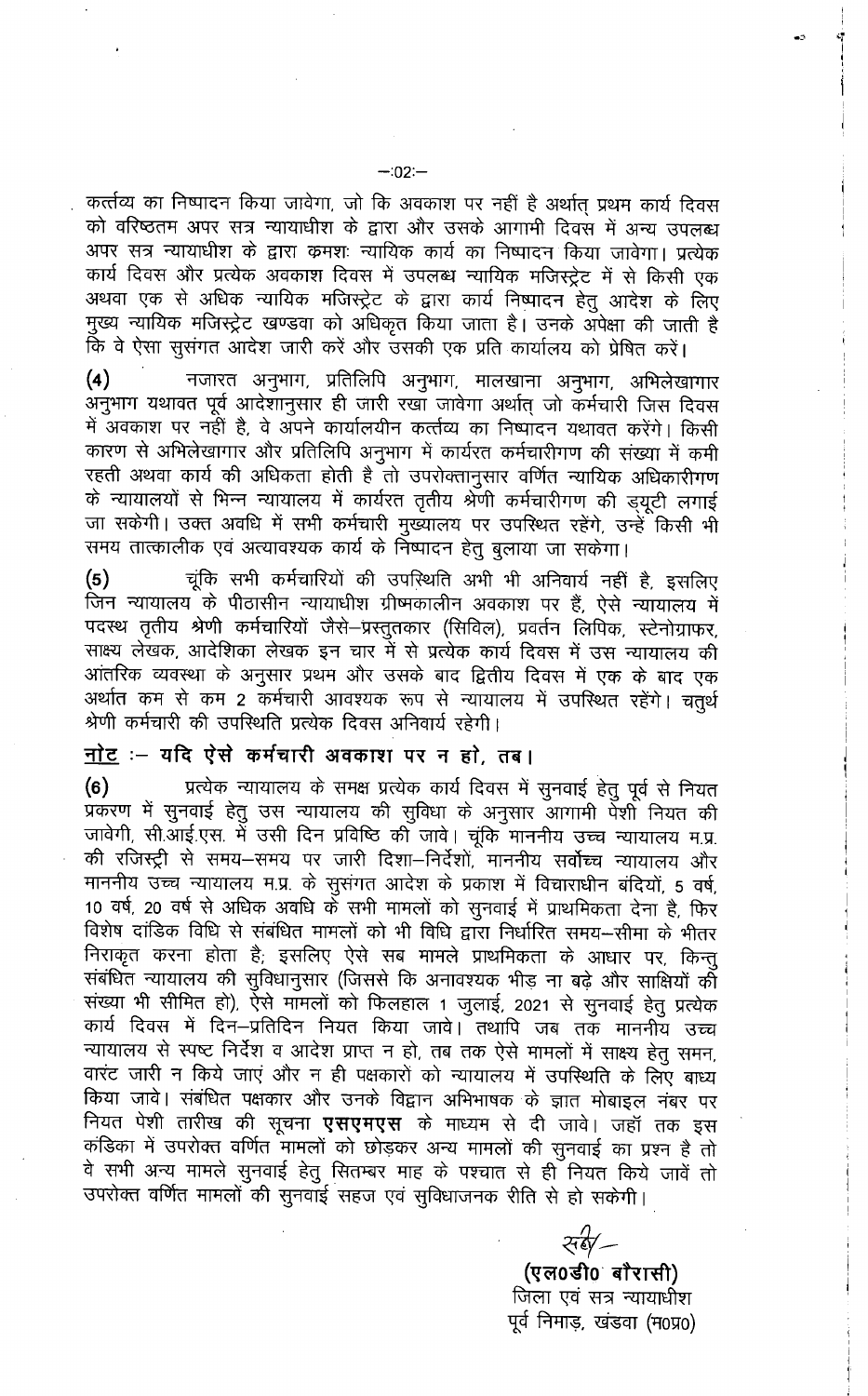कर्त्तव्य का निष्पादन किया जावेगा, जो कि अवकाश पर नहीं है अर्थात् प्रथम कार्य दिवस को वरिष्ठतम अपर सत्र न्यायाधीश के द्वारा और उसके आगामी दिवस में अन्य उपलब्ध अपर सत्र न्यायाधीश के द्वारा क्रमशः न्यायिक कार्य का निष्पादन किया जावेगा। प्रत्येक कार्य दिवस और प्रत्येक अवकाश दिवस में उपलब्ध न्यायिक मजिस्ट्रेट में से किसी एक अथवा एक से अधिक न्यायिक मजिस्ट्रेट के द्वारा कार्य निष्पादन हेतु आदेश के लिए मुख्य न्यायिक मजिस्ट्रेट खण्डवा को अधिकृत किया जाता है। उनके अपेक्षा की जाती है कि वे ऐसा सुसंगत आदेश जारी करें और उसकी एक प्रति कार्यालय को प्रेषित करें।

(4) नजारत अनुभाग, प्रतिलिपि अनुभाग, मालखाना अनुभाग, अभिलेखागार अनुभाग यथावत पूर्व आदेशानुसार ही जारी रखा जावेगा अर्थात् जो कर्मचारी जिस दिवस में अवकाश पर नहीं है, वे अपने कार्यालयीन कर्त्तव्य का निष्पादन यथावत करेंगे। किसी कारण से अभिलेखागार और प्रतिलिपि अनुभाग में कार्यरत कर्मचारीगण की संख्या में कमी रहती अथवा कार्य की अधिकता होती है तो उपरोक्तानुसार वर्णित न्यायिक अधिकारीगण के न्यायालयों से भिन्न न्यायालय में कार्यरत तृतीय श्रेणी कर्मचारीगण की ड्यूटी लगाई जा सकेगी। उक्त अवधि में सभी कर्मचारी मुख्यालय पर उपस्थित रहेंगे, उन्हें किसी भी समय तात्कालीक एवं अत्यावश्यक कार्य के निष्पादन हेतु बुलाया जा सकेगा।

(5) चूंकि सभी कर्मचारियों की उपस्थिति अभी भी अनिवार्य नहीं है, इसलिए जिन न्यायालय के पीठासीन न्यायाधीश ग्रीष्मकालीन अवकाश पर हैं, ऐसे न्यायालय में पदस्थ तृतीय श्रेणी कर्मचारियों जैसे–प्रस्तुतकार (सिविल), प्रवर्तन लिपिक, स्टेनोग्राफर, साक्ष्य लेखक, आदेशिका लेखक इन चार में से प्रत्येक कार्य दिवस में उस न्यायालय की आंतरिक व्यवस्था के अनुसार प्रथम और उसके बाद द्वितीय दिवस में एक के बाद एक अर्थात कम से कम 2 कर्मचारी आवश्यक रूप से न्यायालय में उपस्थित रहेंगे। चतुर्थ श्रेणी कर्मचारी की उपस्थिति प्रत्येक दिवस अनिवार्य रहेगी।

**<u>नोट</u> :– यदि ऐसे कर्मचारी अवकाश पर न हो, तब।**

(6) प्रत्येक न्यायालय के समक्ष प्रत्येक कार्य दिवस में सुनवाई हेतु पूर्व से नियत प्रकरण में सुनवाई हेतु उस न्यायालय की सुविधा के अनुसार आगामी पेशी नियत की जावेगी, सी.आई.एस. में उसी दिन प्रविष्ठि की जावे। चूंकि माननीय उच्च न्यायालय म.प्र. की रजिस्ट्री से समय–समय पर जारी दिशा–निर्देशों, माननीय सर्वोच्च न्यायालय और माननीय उच्च न्यायालय म.प्र. के सुसंगत आदेश के प्रकाश में विचाराधीन बंदियों, 5 वर्ष, 10 वर्ष, 20 वर्ष से अधिक अवधि के सभी मामलों को सुनवाई में प्राथमिकता देना है, फिर विशेष दांडिक विधि से संबंधित मामलों को भी विधि द्वारा निर्धारित समय–सीमा के भीतर निराकृत करना होता है; इसलिए ऐसे सब मामले प्राथमिकता के आधार पर, किन्तु संबंधित न्यायालय की सुविधानुसार (जिससे कि अनावश्यक भीड़ ना बढ़े और साक्षियों की संख्या भी सीमित हो), ऐसे मामलों को फिलहाल 1 जुलाई, 2021 से सुनवाई हेतु प्रत्येक कार्य दिवस में दिन–प्रतिदिन नियत किया जावे। तथापि जब तक माननीय उच्च न्यायालय से स्पष्ट निर्देश व आदेश प्राप्त न हो, तब तक ऐसे मामलों में साक्ष्य हेतु समन, वारंट जारी न किये जाएं और न ही पक्षकारों को न्यायालय में उपस्थिति के लिए बाध्य किया जावे। संबंधित पक्षकार और उनके विद्वान अभिभाषक के ज्ञात मोबाइल नंबर पर नियत पेशी तारीख की सूचना **एसएमएस** के माध्यम से दी जावे। जहॉं तक इस कंडिका में उपरोक्त वर्णित मामलों को छोड़कर अन्य मामलों की सुनवाई का प्रश्न है तो वे सभी अन्य मामले सुनवाई हेतु सितम्बर माह के पश्चात से ही नियत किये जावें तो उपरोक्त वर्णित मामलों की सुनवाई सहज एवं सुविधाजनक रीति से हो सकेगी।

सही/–

**(एल0डी0 बौरासी)**
जिला एवं सत्र न्यायाधीश
पूर्व निमाड़, खंडवा (म0प्र0)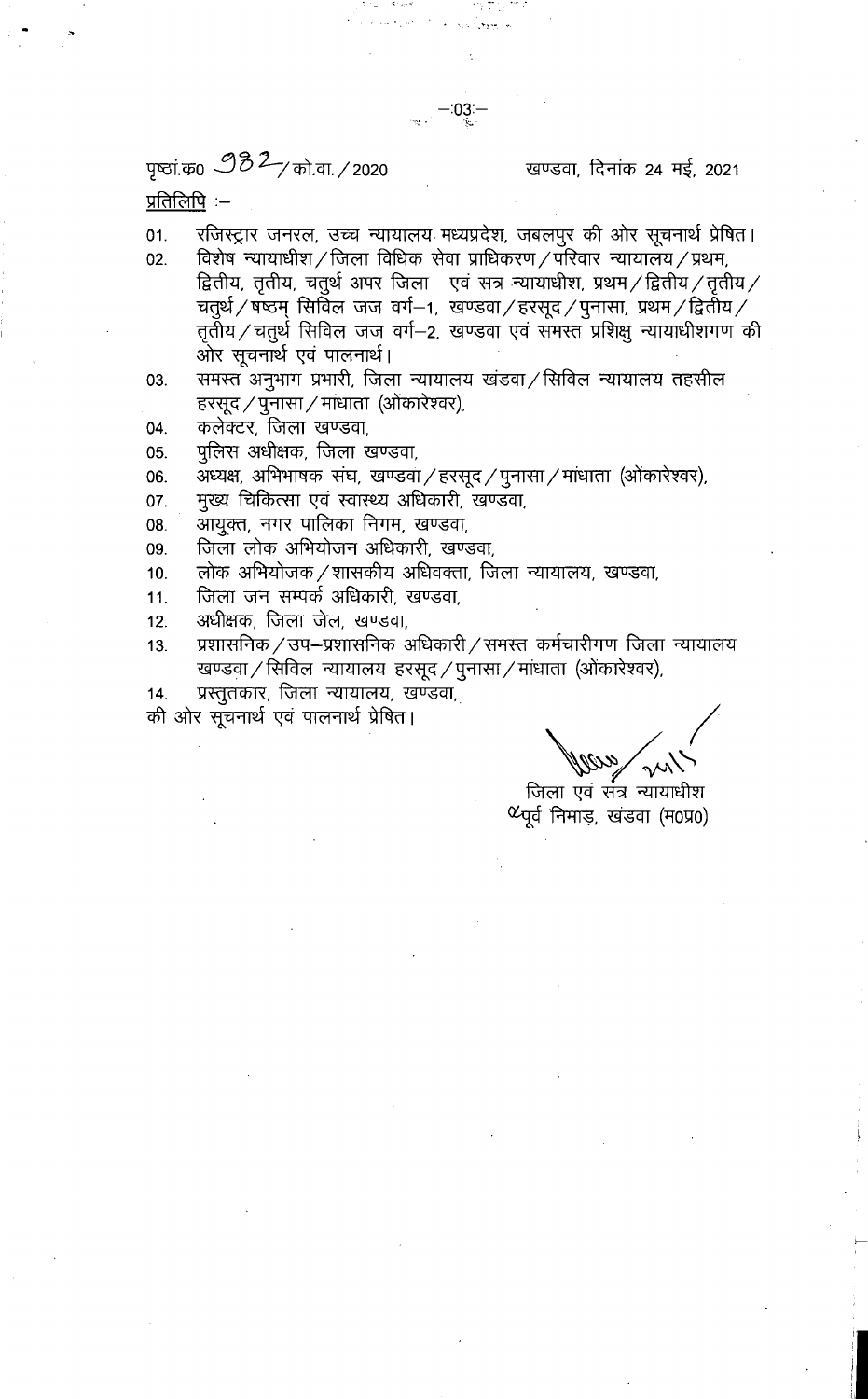पृष्ठां.क्र0 932/को.वा./2020 खण्डवा, दिनांक 24 मई, 2021

<u>प्रतिलिपि</u> :–

01. रजिस्ट्रार जनरल, उच्च न्यायालय मध्यप्रदेश, जबलपुर की ओर सूचनार्थ प्रेषित।
02. विशेष न्यायाधीश/जिला विधिक सेवा प्राधिकरण/परिवार न्यायालय/प्रथम, द्वितीय, तृतीय, चतुर्थ अपर जिला एवं सत्र न्यायाधीश, प्रथम/द्वितीय/तृतीय/चतुर्थ/षष्ठम् सिविल जज वर्ग–1, खण्डवा/हरसूद/पुनासा, प्रथम/द्वितीय/तृतीय/चतुर्थ सिविल जज वर्ग–2, खण्डवा एवं समस्त प्रशिक्षु न्यायाधीशगण की ओर सूचनार्थ एवं पालनार्थ।
03. समस्त अनुभाग प्रभारी, जिला न्यायालय खंडवा/सिविल न्यायालय तहसील हरसूद/पुनासा/मांधाता (ओंकारेश्वर),
04. कलेक्टर, जिला खण्डवा,
05. पुलिस अधीक्षक, जिला खण्डवा,
06. अध्यक्ष, अभिभाषक संघ, खण्डवा/हरसूद/पुनासा/मांधाता (ओंकारेश्वर),
07. मुख्य चिकित्सा एवं स्वास्थ्य अधिकारी, खण्डवा,
08. आयुक्त, नगर पालिका निगम, खण्डवा,
09. जिला लोक अभियोजन अधिकारी, खण्डवा,
10. लोक अभियोजक/शासकीय अधिवक्ता, जिला न्यायालय, खण्डवा,
11. जिला जन सम्पर्क अधिकारी, खण्डवा,
12. अधीक्षक, जिला जेल, खण्डवा,
13. प्रशासनिक/उप–प्रशासनिक अधिकारी/समस्त कर्मचारीगण जिला न्यायालय खण्डवा/सिविल न्यायालय हरसूद/पुनासा/मांधाता (ओंकारेश्वर),
14. प्रस्तुतकार, जिला न्यायालय, खण्डवा,

की ओर सूचनार्थ एवं पालनार्थ प्रेषित।

जिला एवं सत्र न्यायाधीश
पूर्व निमाड़, खंडवा (म0प्र0)